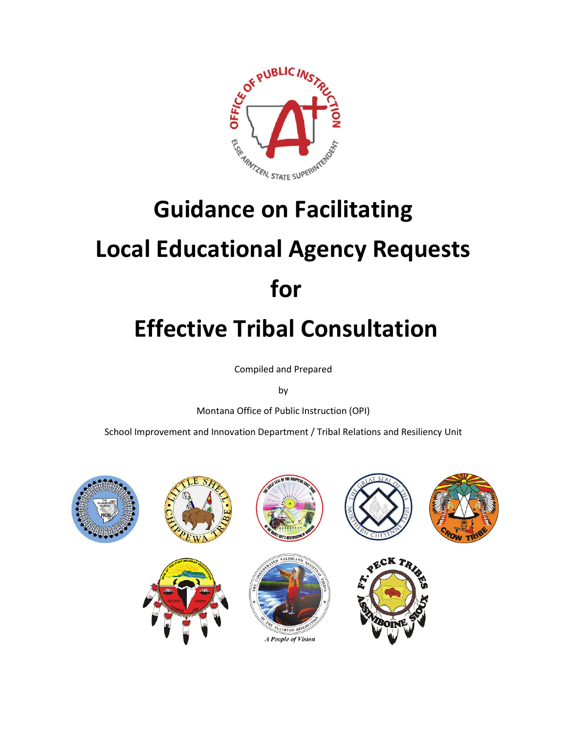# Guidance on Facilitating Local Educational Agency Requests for Effective Tribal Consultation

Compiled and Prepared

by

Montana Office of Public Instruction (OPI)

School Improvement and Innovation Department / Tribal Relations and Resiliency Unit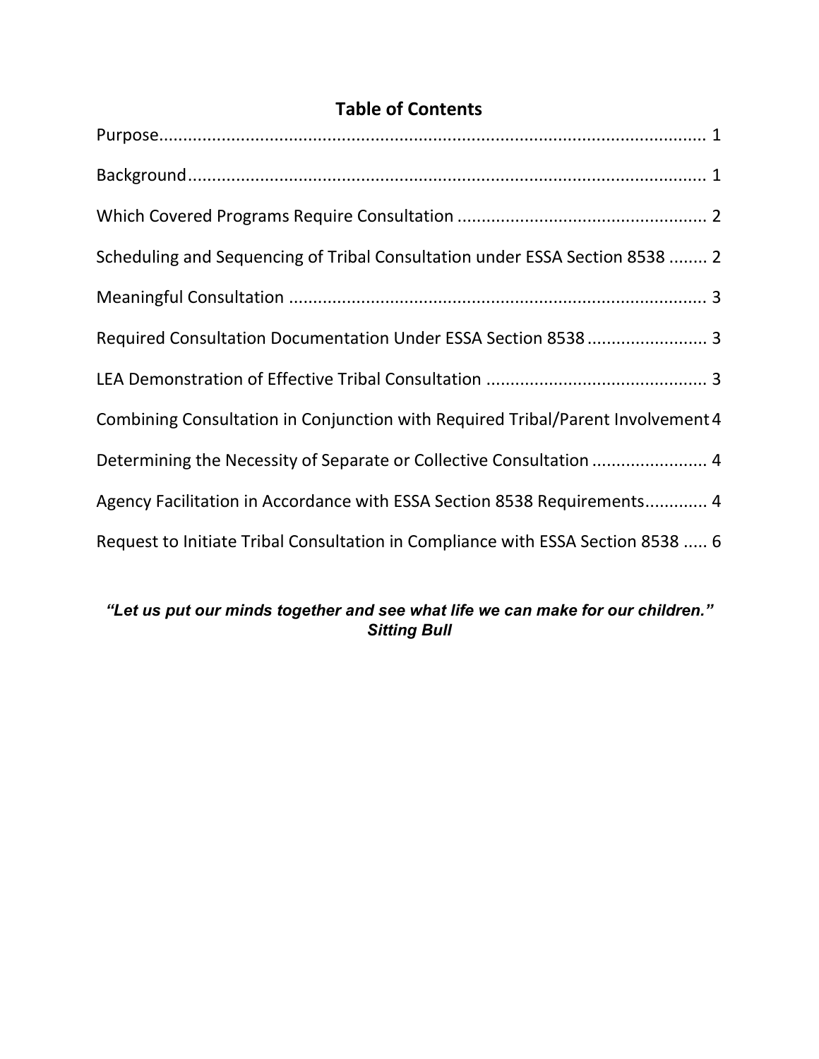## Table of Contents

Purpose ........................................................................................................... 1

Background ..................................................................................................... 1

Which Covered Programs Require Consultation .................................................... 2

Scheduling and Sequencing of Tribal Consultation under ESSA Section 8538 ........ 2

Meaningful Consultation ..................................................................................... 3

Required Consultation Documentation Under ESSA Section 8538 ......................... 3

LEA Demonstration of Effective Tribal Consultation ............................................. 3

Combining Consultation in Conjunction with Required Tribal/Parent Involvement 4

Determining the Necessity of Separate or Collective Consultation ........................ 4

Agency Facilitation in Accordance with ESSA Section 8538 Requirements ............. 4

Request to Initiate Tribal Consultation in Compliance with ESSA Section 8538 ..... 6

***"Let us put our minds together and see what life we can make for our children."***
***Sitting Bull***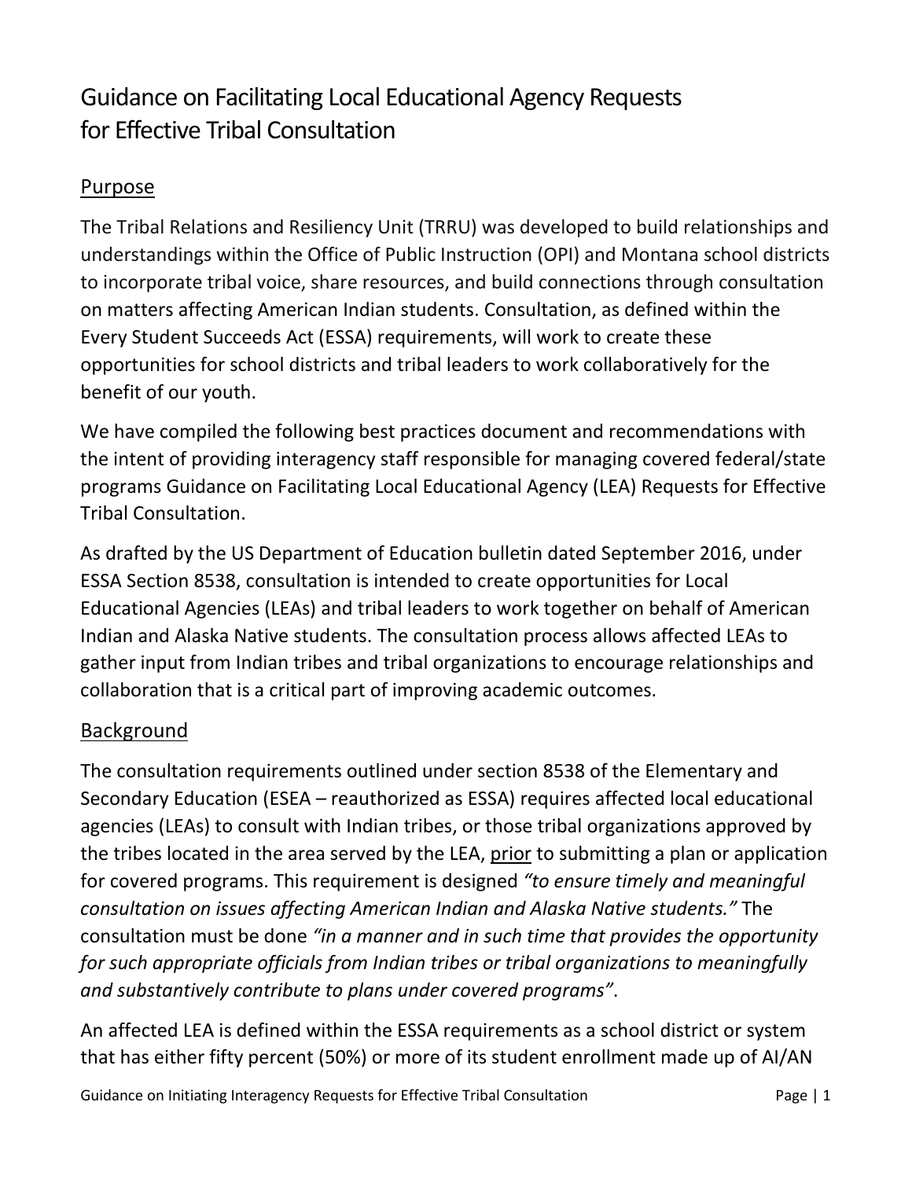# Guidance on Facilitating Local Educational Agency Requests for Effective Tribal Consultation

## Purpose

The Tribal Relations and Resiliency Unit (TRRU) was developed to build relationships and understandings within the Office of Public Instruction (OPI) and Montana school districts to incorporate tribal voice, share resources, and build connections through consultation on matters affecting American Indian students. Consultation, as defined within the Every Student Succeeds Act (ESSA) requirements, will work to create these opportunities for school districts and tribal leaders to work collaboratively for the benefit of our youth.

We have compiled the following best practices document and recommendations with the intent of providing interagency staff responsible for managing covered federal/state programs Guidance on Facilitating Local Educational Agency (LEA) Requests for Effective Tribal Consultation.

As drafted by the US Department of Education bulletin dated September 2016, under ESSA Section 8538, consultation is intended to create opportunities for Local Educational Agencies (LEAs) and tribal leaders to work together on behalf of American Indian and Alaska Native students. The consultation process allows affected LEAs to gather input from Indian tribes and tribal organizations to encourage relationships and collaboration that is a critical part of improving academic outcomes.

## Background

The consultation requirements outlined under section 8538 of the Elementary and Secondary Education (ESEA – reauthorized as ESSA) requires affected local educational agencies (LEAs) to consult with Indian tribes, or those tribal organizations approved by the tribes located in the area served by the LEA, prior to submitting a plan or application for covered programs. This requirement is designed *"to ensure timely and meaningful consultation on issues affecting American Indian and Alaska Native students."* The consultation must be done *"in a manner and in such time that provides the opportunity for such appropriate officials from Indian tribes or tribal organizations to meaningfully and substantively contribute to plans under covered programs"*.

An affected LEA is defined within the ESSA requirements as a school district or system that has either fifty percent (50%) or more of its student enrollment made up of AI/AN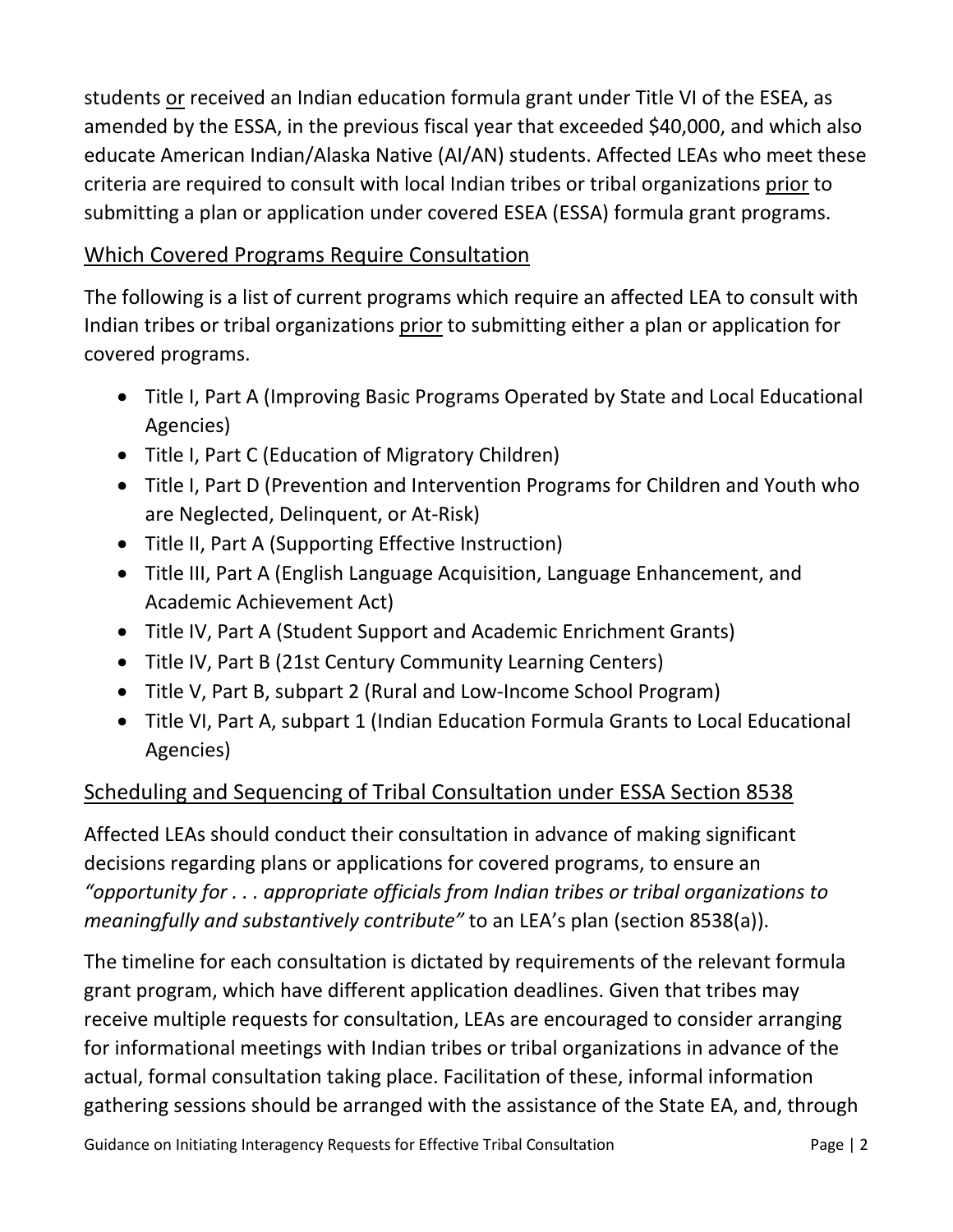students or received an Indian education formula grant under Title VI of the ESEA, as amended by the ESSA, in the previous fiscal year that exceeded $40,000, and which also educate American Indian/Alaska Native (AI/AN) students. Affected LEAs who meet these criteria are required to consult with local Indian tribes or tribal organizations prior to submitting a plan or application under covered ESEA (ESSA) formula grant programs.

## Which Covered Programs Require Consultation

The following is a list of current programs which require an affected LEA to consult with Indian tribes or tribal organizations prior to submitting either a plan or application for covered programs.

- Title I, Part A (Improving Basic Programs Operated by State and Local Educational Agencies)
- Title I, Part C (Education of Migratory Children)
- Title I, Part D (Prevention and Intervention Programs for Children and Youth who are Neglected, Delinquent, or At-Risk)
- Title II, Part A (Supporting Effective Instruction)
- Title III, Part A (English Language Acquisition, Language Enhancement, and Academic Achievement Act)
- Title IV, Part A (Student Support and Academic Enrichment Grants)
- Title IV, Part B (21st Century Community Learning Centers)
- Title V, Part B, subpart 2 (Rural and Low-Income School Program)
- Title VI, Part A, subpart 1 (Indian Education Formula Grants to Local Educational Agencies)

## Scheduling and Sequencing of Tribal Consultation under ESSA Section 8538

Affected LEAs should conduct their consultation in advance of making significant decisions regarding plans or applications for covered programs, to ensure an *"opportunity for . . . appropriate officials from Indian tribes or tribal organizations to meaningfully and substantively contribute"* to an LEA's plan (section 8538(a)).

The timeline for each consultation is dictated by requirements of the relevant formula grant program, which have different application deadlines. Given that tribes may receive multiple requests for consultation, LEAs are encouraged to consider arranging for informational meetings with Indian tribes or tribal organizations in advance of the actual, formal consultation taking place. Facilitation of these, informal information gathering sessions should be arranged with the assistance of the State EA, and, through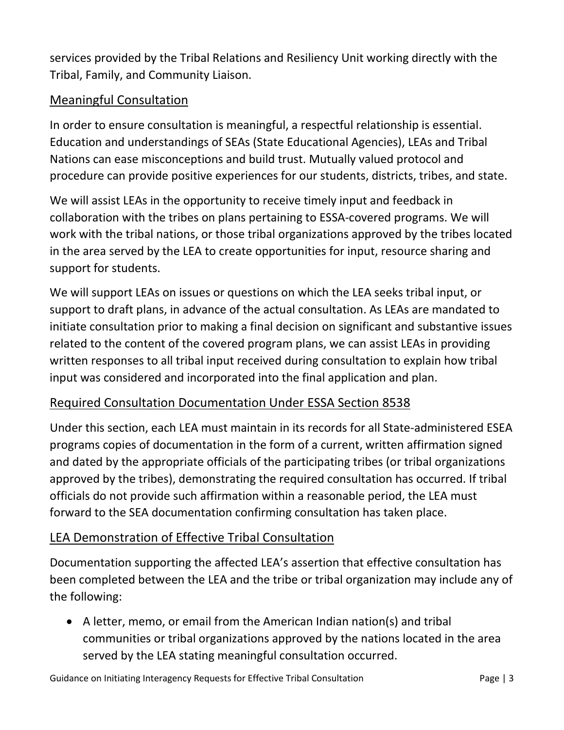services provided by the Tribal Relations and Resiliency Unit working directly with the Tribal, Family, and Community Liaison.

## Meaningful Consultation

In order to ensure consultation is meaningful, a respectful relationship is essential. Education and understandings of SEAs (State Educational Agencies), LEAs and Tribal Nations can ease misconceptions and build trust. Mutually valued protocol and procedure can provide positive experiences for our students, districts, tribes, and state.

We will assist LEAs in the opportunity to receive timely input and feedback in collaboration with the tribes on plans pertaining to ESSA-covered programs. We will work with the tribal nations, or those tribal organizations approved by the tribes located in the area served by the LEA to create opportunities for input, resource sharing and support for students.

We will support LEAs on issues or questions on which the LEA seeks tribal input, or support to draft plans, in advance of the actual consultation. As LEAs are mandated to initiate consultation prior to making a final decision on significant and substantive issues related to the content of the covered program plans, we can assist LEAs in providing written responses to all tribal input received during consultation to explain how tribal input was considered and incorporated into the final application and plan.

## Required Consultation Documentation Under ESSA Section 8538

Under this section, each LEA must maintain in its records for all State-administered ESEA programs copies of documentation in the form of a current, written affirmation signed and dated by the appropriate officials of the participating tribes (or tribal organizations approved by the tribes), demonstrating the required consultation has occurred. If tribal officials do not provide such affirmation within a reasonable period, the LEA must forward to the SEA documentation confirming consultation has taken place.

## LEA Demonstration of Effective Tribal Consultation

Documentation supporting the affected LEA's assertion that effective consultation has been completed between the LEA and the tribe or tribal organization may include any of the following:

- A letter, memo, or email from the American Indian nation(s) and tribal communities or tribal organizations approved by the nations located in the area served by the LEA stating meaningful consultation occurred.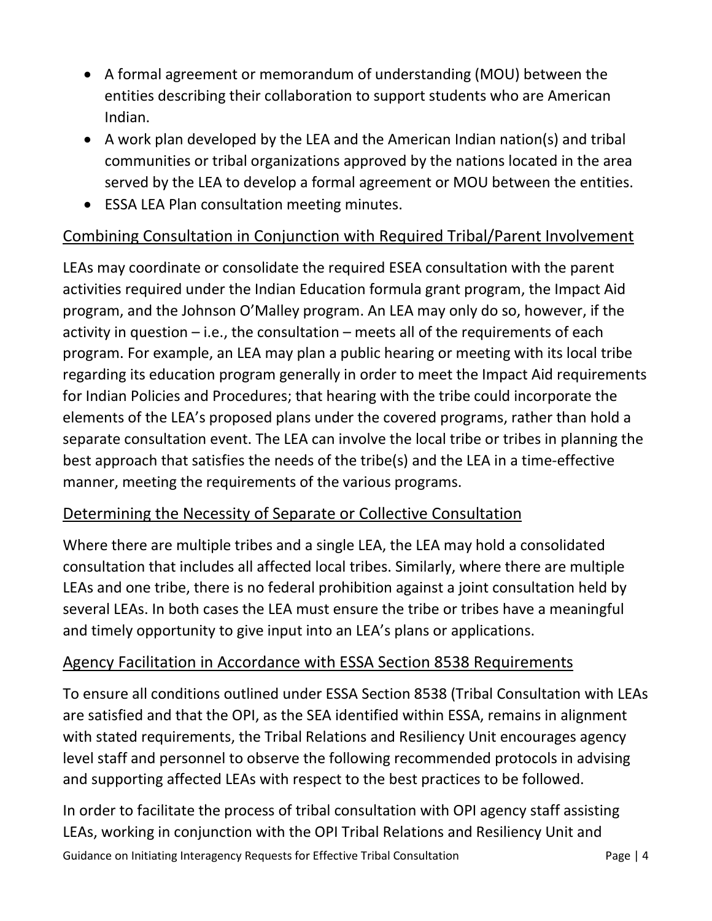- A formal agreement or memorandum of understanding (MOU) between the entities describing their collaboration to support students who are American Indian.
- A work plan developed by the LEA and the American Indian nation(s) and tribal communities or tribal organizations approved by the nations located in the area served by the LEA to develop a formal agreement or MOU between the entities.
- ESSA LEA Plan consultation meeting minutes.

## Combining Consultation in Conjunction with Required Tribal/Parent Involvement

LEAs may coordinate or consolidate the required ESEA consultation with the parent activities required under the Indian Education formula grant program, the Impact Aid program, and the Johnson O'Malley program. An LEA may only do so, however, if the activity in question – i.e., the consultation – meets all of the requirements of each program. For example, an LEA may plan a public hearing or meeting with its local tribe regarding its education program generally in order to meet the Impact Aid requirements for Indian Policies and Procedures; that hearing with the tribe could incorporate the elements of the LEA's proposed plans under the covered programs, rather than hold a separate consultation event. The LEA can involve the local tribe or tribes in planning the best approach that satisfies the needs of the tribe(s) and the LEA in a time-effective manner, meeting the requirements of the various programs.

## Determining the Necessity of Separate or Collective Consultation

Where there are multiple tribes and a single LEA, the LEA may hold a consolidated consultation that includes all affected local tribes. Similarly, where there are multiple LEAs and one tribe, there is no federal prohibition against a joint consultation held by several LEAs. In both cases the LEA must ensure the tribe or tribes have a meaningful and timely opportunity to give input into an LEA's plans or applications.

## Agency Facilitation in Accordance with ESSA Section 8538 Requirements

To ensure all conditions outlined under ESSA Section 8538 (Tribal Consultation with LEAs are satisfied and that the OPI, as the SEA identified within ESSA, remains in alignment with stated requirements, the Tribal Relations and Resiliency Unit encourages agency level staff and personnel to observe the following recommended protocols in advising and supporting affected LEAs with respect to the best practices to be followed.

In order to facilitate the process of tribal consultation with OPI agency staff assisting LEAs, working in conjunction with the OPI Tribal Relations and Resiliency Unit and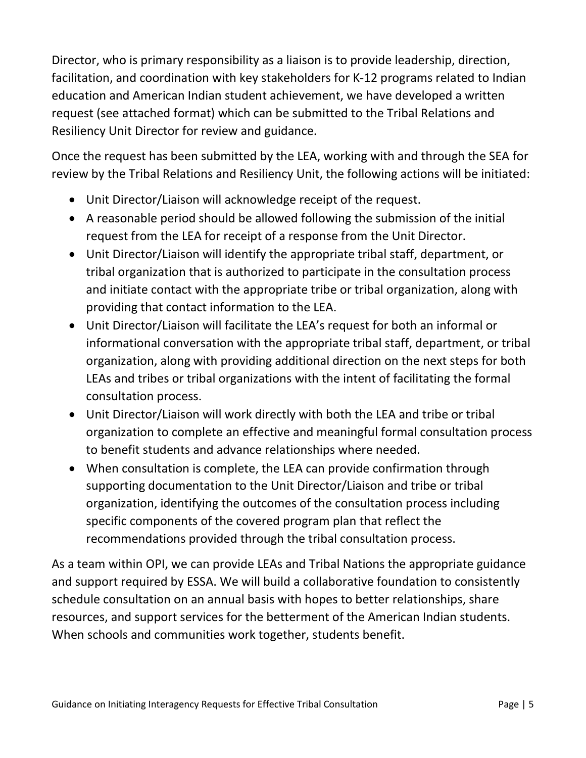Director, who is primary responsibility as a liaison is to provide leadership, direction, facilitation, and coordination with key stakeholders for K-12 programs related to Indian education and American Indian student achievement, we have developed a written request (see attached format) which can be submitted to the Tribal Relations and Resiliency Unit Director for review and guidance.

Once the request has been submitted by the LEA, working with and through the SEA for review by the Tribal Relations and Resiliency Unit, the following actions will be initiated:

- Unit Director/Liaison will acknowledge receipt of the request.
- A reasonable period should be allowed following the submission of the initial request from the LEA for receipt of a response from the Unit Director.
- Unit Director/Liaison will identify the appropriate tribal staff, department, or tribal organization that is authorized to participate in the consultation process and initiate contact with the appropriate tribe or tribal organization, along with providing that contact information to the LEA.
- Unit Director/Liaison will facilitate the LEA's request for both an informal or informational conversation with the appropriate tribal staff, department, or tribal organization, along with providing additional direction on the next steps for both LEAs and tribes or tribal organizations with the intent of facilitating the formal consultation process.
- Unit Director/Liaison will work directly with both the LEA and tribe or tribal organization to complete an effective and meaningful formal consultation process to benefit students and advance relationships where needed.
- When consultation is complete, the LEA can provide confirmation through supporting documentation to the Unit Director/Liaison and tribe or tribal organization, identifying the outcomes of the consultation process including specific components of the covered program plan that reflect the recommendations provided through the tribal consultation process.

As a team within OPI, we can provide LEAs and Tribal Nations the appropriate guidance and support required by ESSA. We will build a collaborative foundation to consistently schedule consultation on an annual basis with hopes to better relationships, share resources, and support services for the betterment of the American Indian students. When schools and communities work together, students benefit.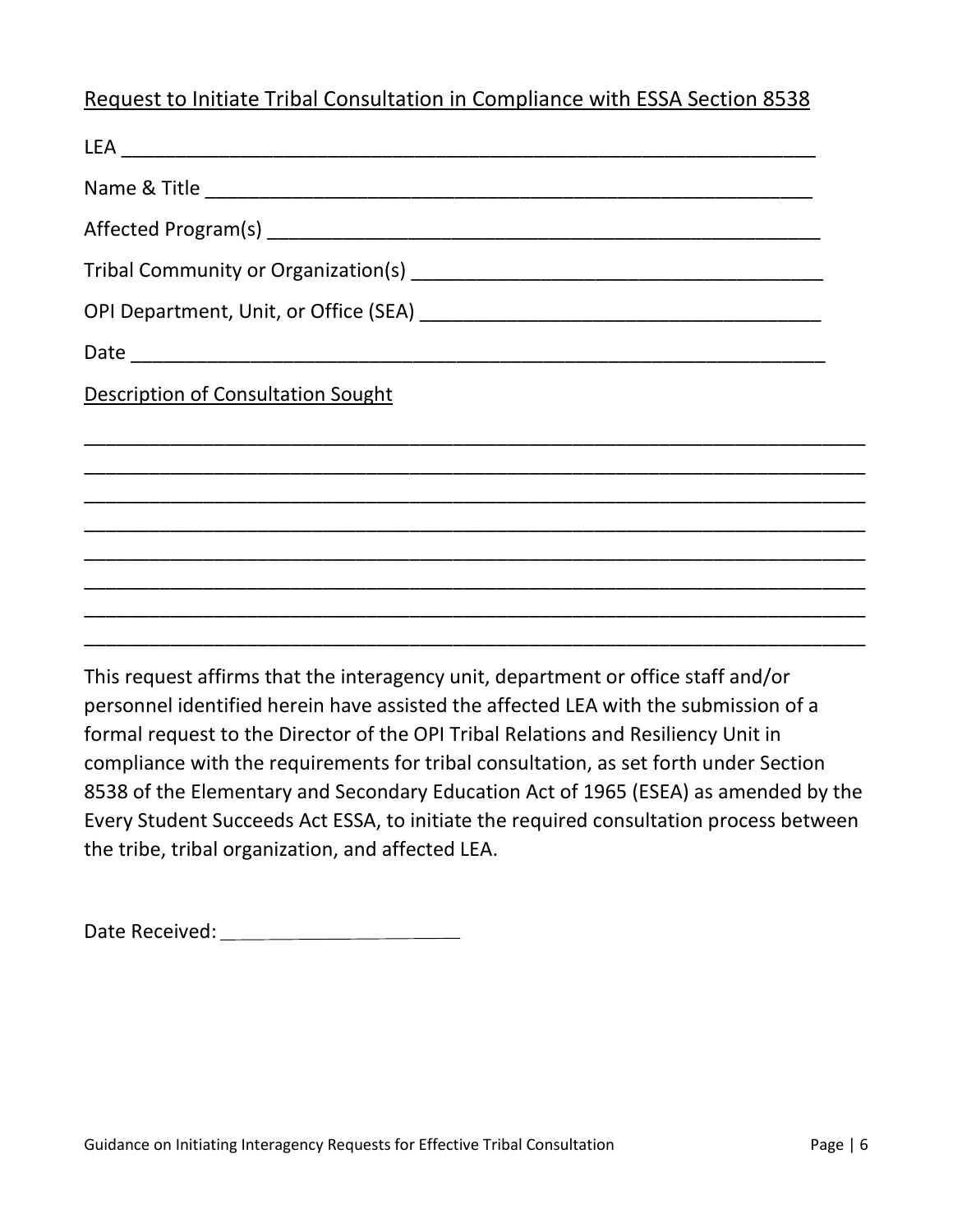## Request to Initiate Tribal Consultation in Compliance with ESSA Section 8538

LEA ________________________________________________________________

Name & Title __________________________________________________________

Affected Program(s) ____________________________________________________

Tribal Community or Organization(s) _______________________________________

OPI Department, Unit, or Office (SEA) ______________________________________

Date _______________________________________________________________

### Description of Consultation Sought

__________________________________________________________________________
__________________________________________________________________________
__________________________________________________________________________
__________________________________________________________________________
__________________________________________________________________________
__________________________________________________________________________
__________________________________________________________________________
__________________________________________________________________________

This request affirms that the interagency unit, department or office staff and/or personnel identified herein have assisted the affected LEA with the submission of a formal request to the Director of the OPI Tribal Relations and Resiliency Unit in compliance with the requirements for tribal consultation, as set forth under Section 8538 of the Elementary and Secondary Education Act of 1965 (ESEA) as amended by the Every Student Succeeds Act ESSA, to initiate the required consultation process between the tribe, tribal organization, and affected LEA.

Date Received: ______________________